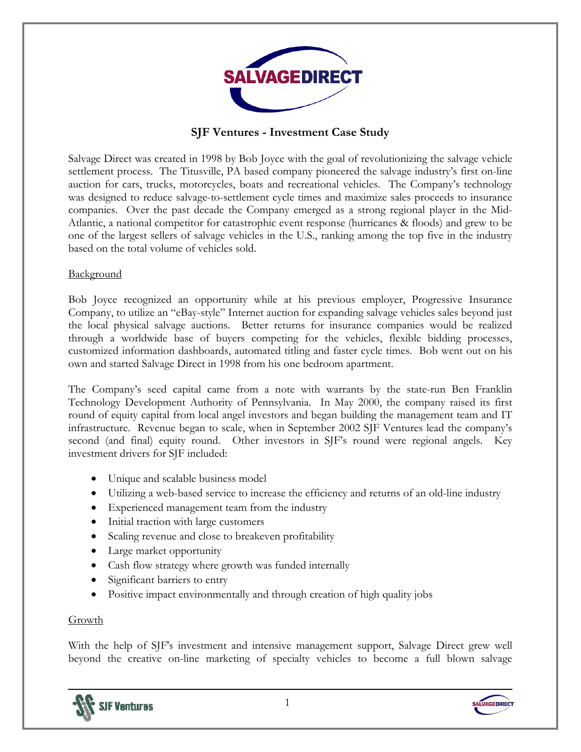# SJF Ventures - Investment Case Study

Salvage Direct was created in 1998 by Bob Joyce with the goal of revolutionizing the salvage vehicle settlement process. The Titusville, PA based company pioneered the salvage industry's first on-line auction for cars, trucks, motorcycles, boats and recreational vehicles. The Company's technology was designed to reduce salvage-to-settlement cycle times and maximize sales proceeds to insurance companies. Over the past decade the Company emerged as a strong regional player in the Mid-Atlantic, a national competitor for catastrophic event response (hurricanes & floods) and grew to be one of the largest sellers of salvage vehicles in the U.S., ranking among the top five in the industry based on the total volume of vehicles sold.

## Background

Bob Joyce recognized an opportunity while at his previous employer, Progressive Insurance Company, to utilize an "eBay-style" Internet auction for expanding salvage vehicles sales beyond just the local physical salvage auctions. Better returns for insurance companies would be realized through a worldwide base of buyers competing for the vehicles, flexible bidding processes, customized information dashboards, automated titling and faster cycle times. Bob went out on his own and started Salvage Direct in 1998 from his one bedroom apartment.

The Company's seed capital came from a note with warrants by the state-run Ben Franklin Technology Development Authority of Pennsylvania. In May 2000, the company raised its first round of equity capital from local angel investors and began building the management team and IT infrastructure. Revenue began to scale, when in September 2002 SJF Ventures lead the company's second (and final) equity round. Other investors in SJF's round were regional angels. Key investment drivers for SJF included:

- Unique and scalable business model
- Utilizing a web-based service to increase the efficiency and returns of an old-line industry
- Experienced management team from the industry
- Initial traction with large customers
- Scaling revenue and close to breakeven profitability
- Large market opportunity
- Cash flow strategy where growth was funded internally
- Significant barriers to entry
- Positive impact environmentally and through creation of high quality jobs

## Growth

With the help of SJF's investment and intensive management support, Salvage Direct grew well beyond the creative on-line marketing of specialty vehicles to become a full blown salvage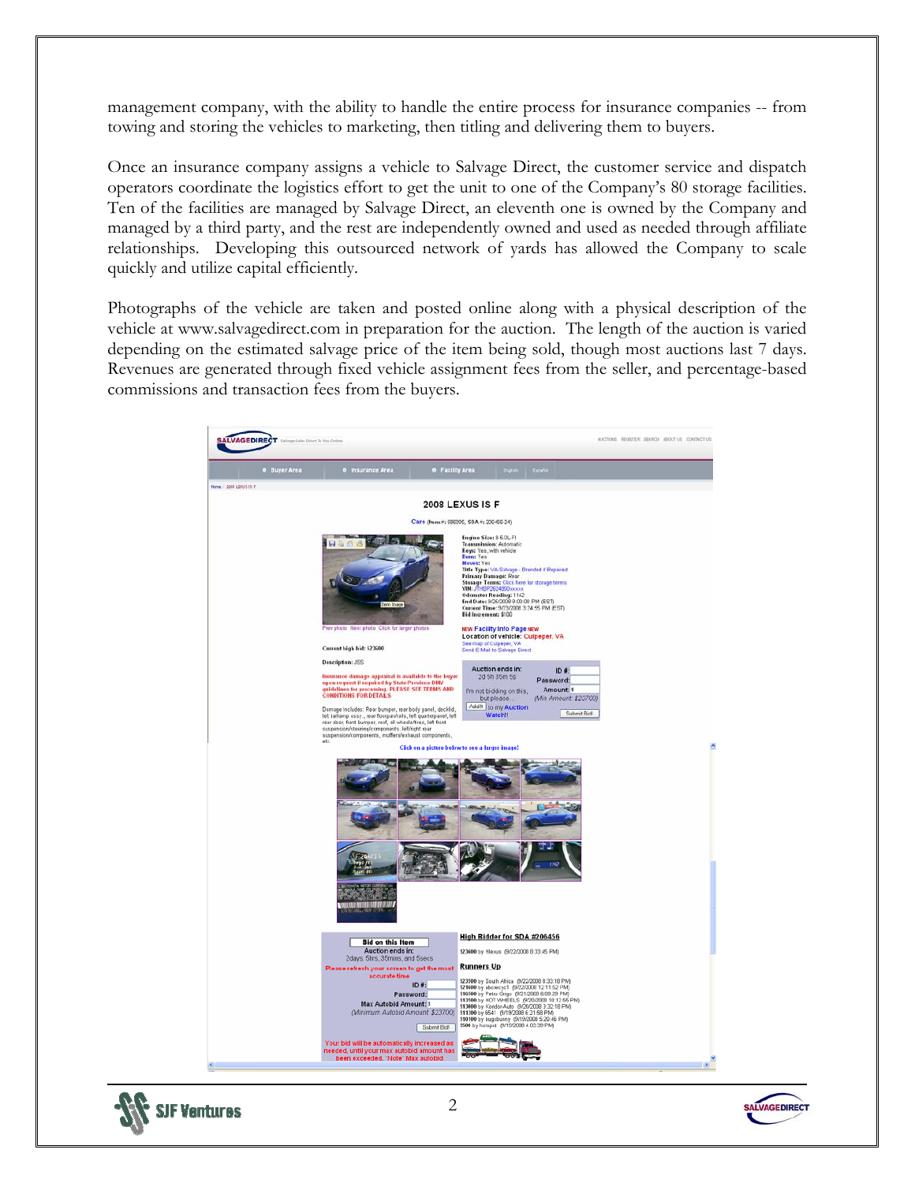management company, with the ability to handle the entire process for insurance companies -- from towing and storing the vehicles to marketing, then titling and delivering them to buyers.

Once an insurance company assigns a vehicle to Salvage Direct, the customer service and dispatch operators coordinate the logistics effort to get the unit to one of the Company's 80 storage facilities. Ten of the facilities are managed by Salvage Direct, an eleventh one is owned by the Company and managed by a third party, and the rest are independently owned and used as needed through affiliate relationships. Developing this outsourced network of yards has allowed the Company to scale quickly and utilize capital efficiently.

Photographs of the vehicle are taken and posted online along with a physical description of the vehicle at www.salvagedirect.com in preparation for the auction. The length of the auction is varied depending on the estimated salvage price of the item being sold, though most auctions last 7 days. Revenues are generated through fixed vehicle assignment fees from the seller, and percentage-based commissions and transaction fees from the buyers.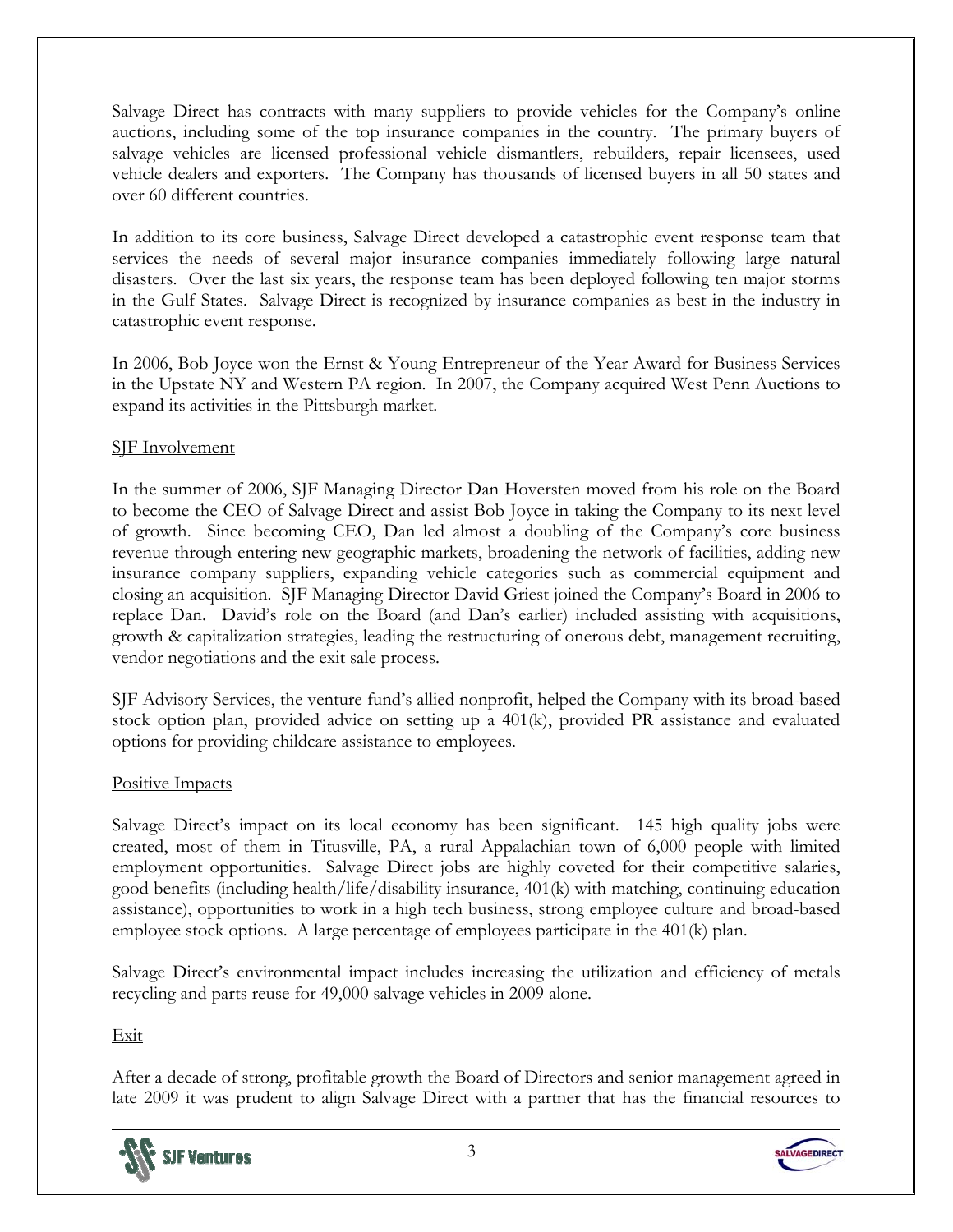Salvage Direct has contracts with many suppliers to provide vehicles for the Company's online auctions, including some of the top insurance companies in the country. The primary buyers of salvage vehicles are licensed professional vehicle dismantlers, rebuilders, repair licensees, used vehicle dealers and exporters. The Company has thousands of licensed buyers in all 50 states and over 60 different countries.

In addition to its core business, Salvage Direct developed a catastrophic event response team that services the needs of several major insurance companies immediately following large natural disasters. Over the last six years, the response team has been deployed following ten major storms in the Gulf States. Salvage Direct is recognized by insurance companies as best in the industry in catastrophic event response.

In 2006, Bob Joyce won the Ernst & Young Entrepreneur of the Year Award for Business Services in the Upstate NY and Western PA region. In 2007, the Company acquired West Penn Auctions to expand its activities in the Pittsburgh market.

## SJF Involvement

In the summer of 2006, SJF Managing Director Dan Hoversten moved from his role on the Board to become the CEO of Salvage Direct and assist Bob Joyce in taking the Company to its next level of growth. Since becoming CEO, Dan led almost a doubling of the Company's core business revenue through entering new geographic markets, broadening the network of facilities, adding new insurance company suppliers, expanding vehicle categories such as commercial equipment and closing an acquisition. SJF Managing Director David Griest joined the Company's Board in 2006 to replace Dan. David's role on the Board (and Dan's earlier) included assisting with acquisitions, growth & capitalization strategies, leading the restructuring of onerous debt, management recruiting, vendor negotiations and the exit sale process.

SJF Advisory Services, the venture fund's allied nonprofit, helped the Company with its broad-based stock option plan, provided advice on setting up a 401(k), provided PR assistance and evaluated options for providing childcare assistance to employees.

## Positive Impacts

Salvage Direct's impact on its local economy has been significant. 145 high quality jobs were created, most of them in Titusville, PA, a rural Appalachian town of 6,000 people with limited employment opportunities. Salvage Direct jobs are highly coveted for their competitive salaries, good benefits (including health/life/disability insurance, 401(k) with matching, continuing education assistance), opportunities to work in a high tech business, strong employee culture and broad-based employee stock options. A large percentage of employees participate in the 401(k) plan.

Salvage Direct's environmental impact includes increasing the utilization and efficiency of metals recycling and parts reuse for 49,000 salvage vehicles in 2009 alone.

## Exit

After a decade of strong, profitable growth the Board of Directors and senior management agreed in late 2009 it was prudent to align Salvage Direct with a partner that has the financial resources to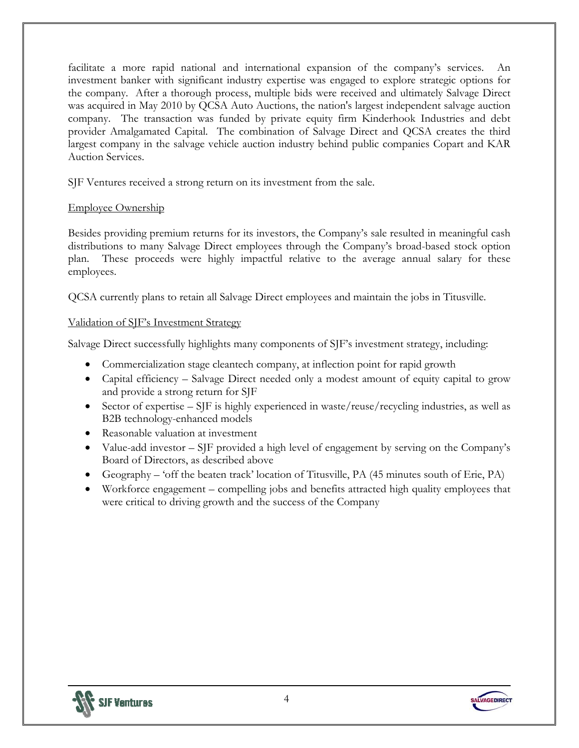facilitate a more rapid national and international expansion of the company's services. An investment banker with significant industry expertise was engaged to explore strategic options for the company. After a thorough process, multiple bids were received and ultimately Salvage Direct was acquired in May 2010 by QCSA Auto Auctions, the nation's largest independent salvage auction company. The transaction was funded by private equity firm Kinderhook Industries and debt provider Amalgamated Capital. The combination of Salvage Direct and QCSA creates the third largest company in the salvage vehicle auction industry behind public companies Copart and KAR Auction Services.

SJF Ventures received a strong return on its investment from the sale.

## Employee Ownership

Besides providing premium returns for its investors, the Company's sale resulted in meaningful cash distributions to many Salvage Direct employees through the Company's broad-based stock option plan. These proceeds were highly impactful relative to the average annual salary for these employees.

QCSA currently plans to retain all Salvage Direct employees and maintain the jobs in Titusville.

## Validation of SJF's Investment Strategy

Salvage Direct successfully highlights many components of SJF's investment strategy, including:

- Commercialization stage cleantech company, at inflection point for rapid growth
- Capital efficiency – Salvage Direct needed only a modest amount of equity capital to grow and provide a strong return for SJF
- Sector of expertise – SJF is highly experienced in waste/reuse/recycling industries, as well as B2B technology-enhanced models
- Reasonable valuation at investment
- Value-add investor – SJF provided a high level of engagement by serving on the Company's Board of Directors, as described above
- Geography – 'off the beaten track' location of Titusville, PA (45 minutes south of Erie, PA)
- Workforce engagement – compelling jobs and benefits attracted high quality employees that were critical to driving growth and the success of the Company